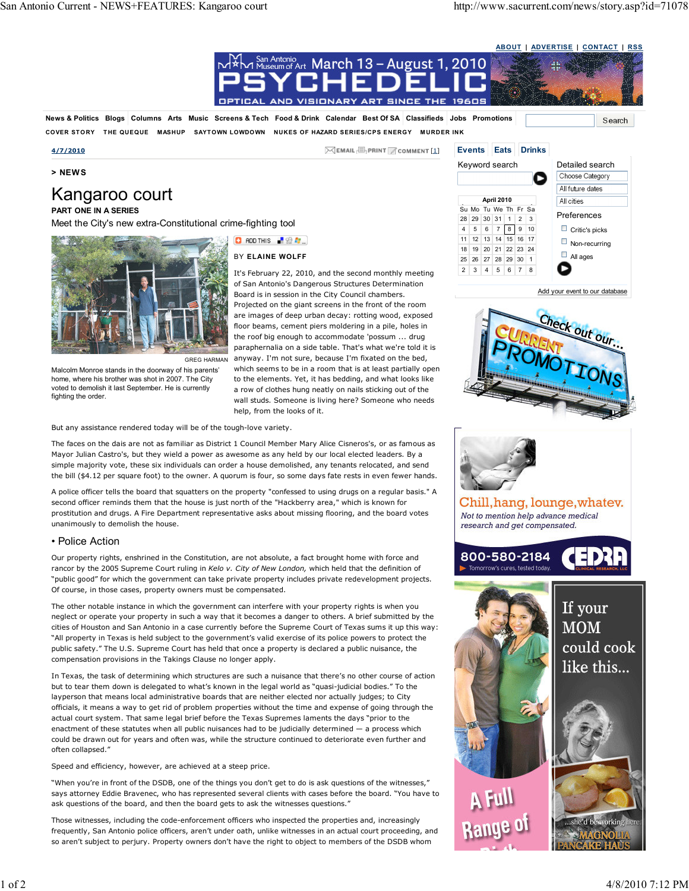4/7/2010

> NEWS

# Kangaroo court

**PART ONE IN A SERIES**

Meet the City's new extra-Constitutional crime-fighting tool

GREG HARMAN

Malcolm Monroe stands in the doorway of his parents' home, where his brother was shot in 2007. The City voted to demolish it last September. He is currently fighting the order.

BY ELAINE WOLFF

It's February 22, 2010, and the second monthly meeting of San Antonio's Dangerous Structures Determination Board is in session in the City Council chambers. Projected on the giant screens in the front of the room are images of deep urban decay: rotting wood, exposed floor beams, cement piers moldering in a pile, holes in the roof big enough to accommodate 'possum ... drug paraphernalia on a side table. That's what we're told it is anyway. I'm not sure, because I'm fixated on the bed, which seems to be in a room that is at least partially open to the elements. Yet, it has bedding, and what looks like a row of clothes hung neatly on nails sticking out of the wall studs. Someone is living here? Someone who needs help, from the looks of it.

But any assistance rendered today will be of the tough-love variety.

The faces on the dais are not as familiar as District 1 Council Member Mary Alice Cisneros's, or as famous as Mayor Julian Castro's, but they wield a power as awesome as any held by our local elected leaders. By a simple majority vote, these six individuals can order a house demolished, any tenants relocated, and send the bill ($4.12 per square foot) to the owner. A quorum is four, so some days fate rests in even fewer hands.

A police officer tells the board that squatters on the property "confessed to using drugs on a regular basis." A second officer reminds them that the house is just north of the "Hackberry area," which is known for prostitution and drugs. A Fire Department representative asks about missing flooring, and the board votes unanimously to demolish the house.

## • Police Action

Our property rights, enshrined in the Constitution, are not absolute, a fact brought home with force and rancor by the 2005 Supreme Court ruling in *Kelo v. City of New London*, which held that the definition of "public good" for which the government can take private property includes private redevelopment projects. Of course, in those cases, property owners must be compensated.

The other notable instance in which the government can interfere with your property rights is when you neglect or operate your property in such a way that it becomes a danger to others. A brief submitted by the cities of Houston and San Antonio in a case currently before the Supreme Court of Texas sums it up this way: "All property in Texas is held subject to the government's valid exercise of its police powers to protect the public safety." The U.S. Supreme Court has held that once a property is declared a public nuisance, the compensation provisions in the Takings Clause no longer apply.

In Texas, the task of determining which structures are such a nuisance that there's no other course of action but to tear them down is delegated to what's known in the legal world as "quasi-judicial bodies." To the layperson that means local administrative boards that are neither elected nor actually judges; to City officials, it means a way to get rid of problem properties without the time and expense of going through the actual court system. That same legal brief before the Texas Supremes laments the days "prior to the enactment of these statutes when all public nuisances had to be judicially determined — a process which could be drawn out for years and often was, while the structure continued to deteriorate even further and often collapsed."

Speed and efficiency, however, are achieved at a steep price.

"When you're in front of the DSDB, one of the things you don't get to do is ask questions of the witnesses," says attorney Eddie Bravenec, who has represented several clients with cases before the board. "You have to ask questions of the board, and then the board gets to ask the witnesses questions."

Those witnesses, including the code-enforcement officers who inspected the properties and, increasingly frequently, San Antonio police officers, aren't under oath, unlike witnesses in an actual court proceeding, and so aren't subject to perjury. Property owners don't have the right to object to members of the DSDB whom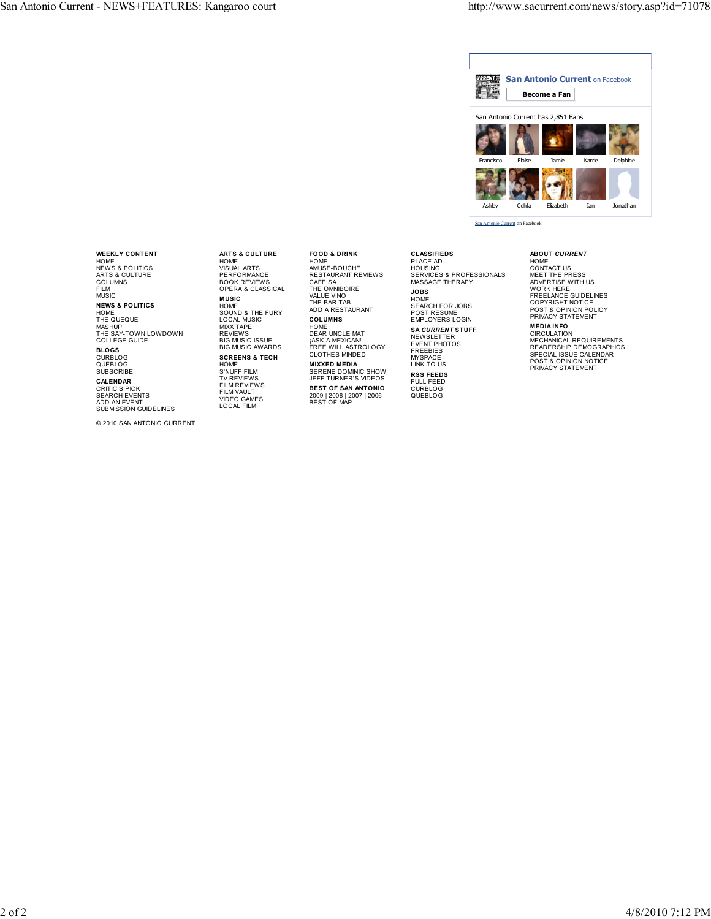San Antonio Current on Facebook

Become a Fan

San Antonio Current has 2,851 Fans

Francisco Eloise Jamie Karrie Delphine

Ashley Celia Elizabeth Ian Jonathan

San Antonio Current on Facebook

**WEEKLY CONTENT**
HOME
NEWS & POLITICS
ARTS & CULTURE
COLUMNS
FILM
MUSIC

**NEWS & POLITICS**
HOME
THE QUEQUE
MASHUP
THE SAY-TOWN LOWDOWN
COLLEGE GUIDE

**BLOGS**
CURBLOG
QUEBLOG
SUBSCRIBE

**CALENDAR**
CRITIC'S PICK
SEARCH EVENTS
ADD AN EVENT
SUBMISSION GUIDELINES

**ARTS & CULTURE**
HOME
VISUAL ARTS
PERFORMANCE
BOOK REVIEWS
OPERA & CLASSICAL

**MUSIC**
HOME
SOUND & THE FURY
LOCAL MUSIC
MIXX TAPE
REVIEWS
BIG MUSIC ISSUE
BIG MUSIC AWARDS

**SCREENS & TECH**
HOME
S'NUFF FILM
TV REVIEWS
FILM REVIEWS
FILM VAULT
VIDEO GAMES
LOCAL FILM

**FOOD & DRINK**
HOME
AMUSE-BOUCHE
RESTAURANT REVIEWS
CAFE SA
THE OMNIBOIRE
VALUE VINO
THE BAR TAB
ADD A RESTAURANT

**COLUMNS**
HOME
DEAR UNCLE MAT
¡ASK A MEXICAN!
FREE WILL ASTROLOGY
CLOTHES MINDED

**MIXXED MEDIA**
SERENE DOMINIC SHOW
JEFF TURNER'S VIDEOS

**BEST OF SAN ANTONIO**
2009 | 2008 | 2007 | 2006
BEST OF MAP

**CLASSIFIEDS**
PLACE AD
HOUSING
SERVICES & PROFESSIONALS
MASSAGE THERAPY

**JOBS**
HOME
SEARCH FOR JOBS
POST RESUME
EMPLOYERS LOGIN

**SA *CURRENT* STUFF**
NEWSLETTER
EVENT PHOTOS
FREEBIES
MYSPACE
LINK TO US

**RSS FEEDS**
FULL FEED
CURBLOG
QUEBLOG

**ABOUT *CURRENT***
HOME
CONTACT US
MEET THE PRESS
ADVERTISE WITH US
WORK HERE
FREELANCE GUIDELINES
COPYRIGHT NOTICE
POST & OPINION POLICY
PRIVACY STATEMENT

**MEDIA INFO**
CIRCULATION
MECHANICAL REQUIREMENTS
READERSHIP DEMOGRAPHICS
SPECIAL ISSUE CALENDAR
POST & OPINION NOTICE
PRIVACY STATEMENT

© 2010 SAN ANTONIO CURRENT